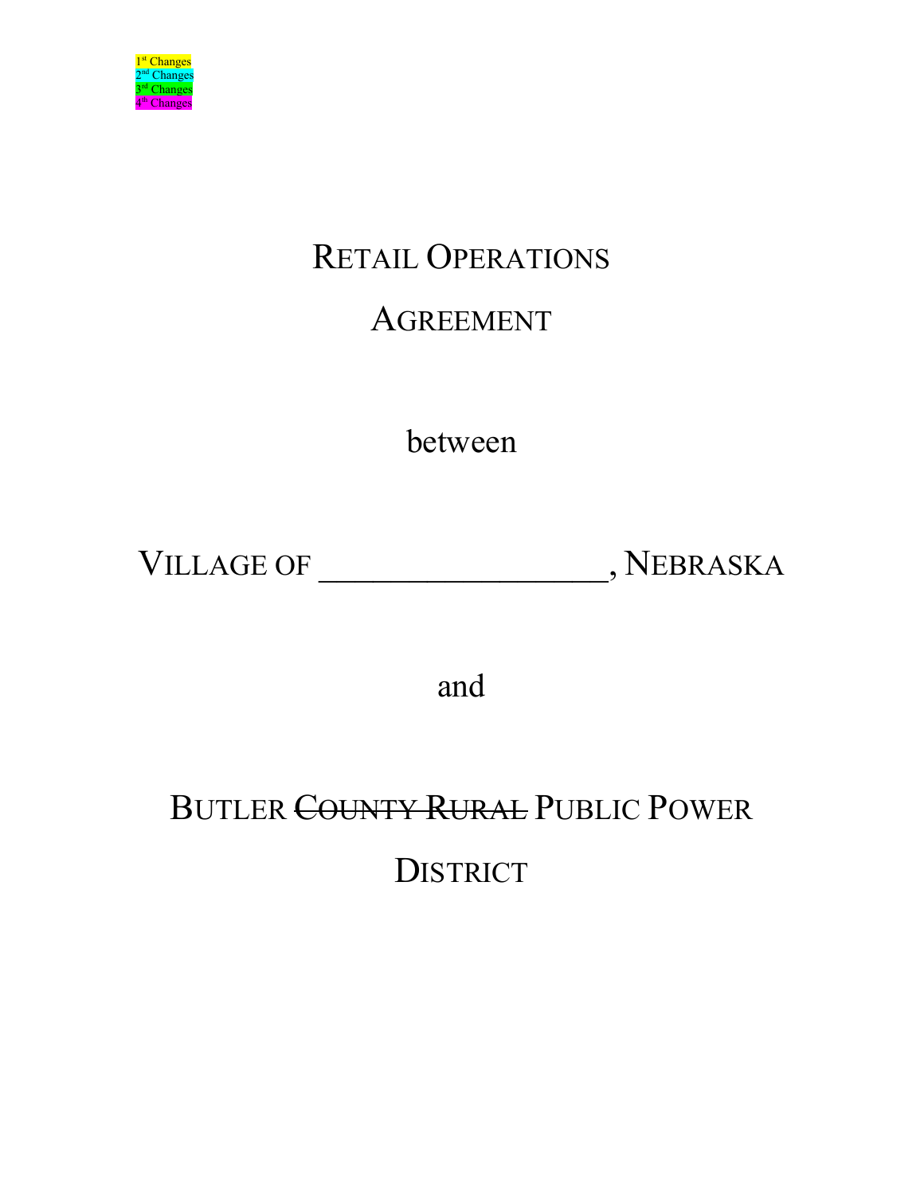1st Changes
2nd Changes
3rd Changes
4th Changes

# RETAIL OPERATIONS AGREEMENT

between

VILLAGE OF _________________, NEBRASKA

and

BUTLER ~~COUNTY RURAL~~ PUBLIC POWER DISTRICT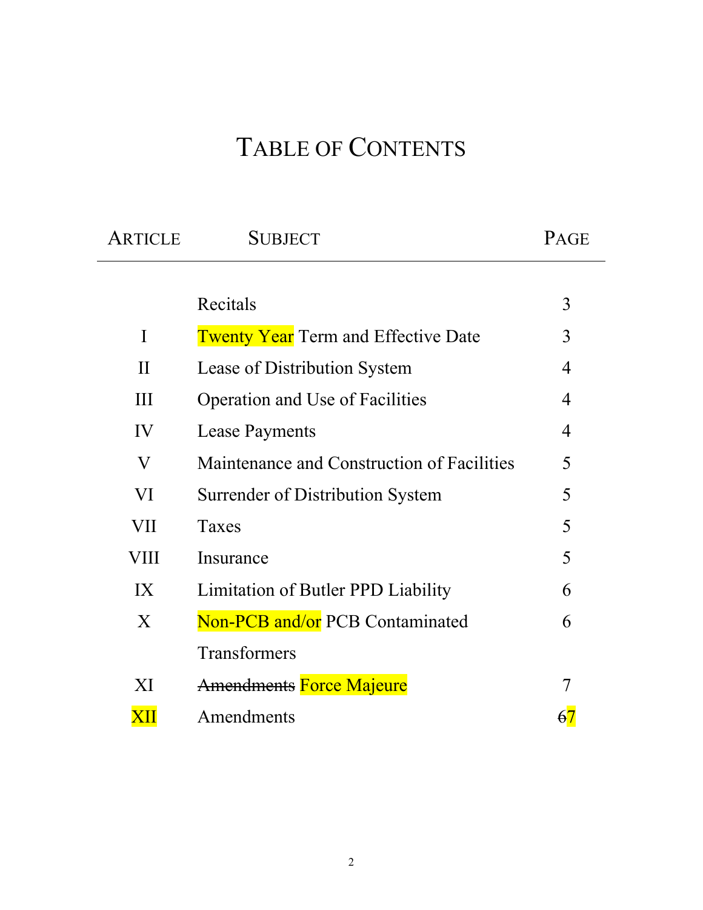# Table of Contents

| Article | Subject | Page |
|---|---|---|
| | Recitals | 3 |
| I | Twenty Year Term and Effective Date | 3 |
| II | Lease of Distribution System | 4 |
| III | Operation and Use of Facilities | 4 |
| IV | Lease Payments | 4 |
| V | Maintenance and Construction of Facilities | 5 |
| VI | Surrender of Distribution System | 5 |
| VII | Taxes | 5 |
| VIII | Insurance | 5 |
| IX | Limitation of Butler PPD Liability | 6 |
| X | Non-PCB and/or PCB Contaminated Transformers | 6 |
| XI | ~~Amendments~~ Force Majeure | 7 |
| XII | Amendments | ~~6~~7 |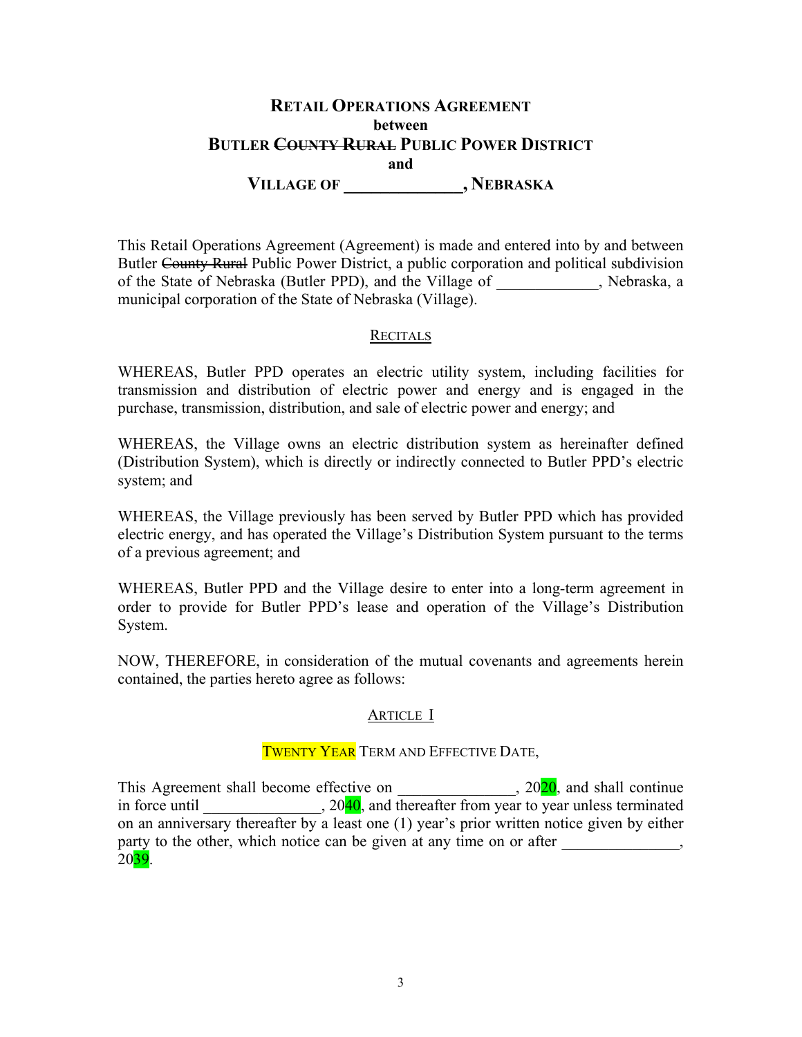# RETAIL OPERATIONS AGREEMENT
**between**
**BUTLER ~~COUNTY RURAL~~ PUBLIC POWER DISTRICT**
**and**
**VILLAGE OF ______________, NEBRASKA**

This Retail Operations Agreement (Agreement) is made and entered into by and between Butler ~~County Rural~~ Public Power District, a public corporation and political subdivision of the State of Nebraska (Butler PPD), and the Village of _____________, Nebraska, a municipal corporation of the State of Nebraska (Village).

## RECITALS

WHEREAS, Butler PPD operates an electric utility system, including facilities for transmission and distribution of electric power and energy and is engaged in the purchase, transmission, distribution, and sale of electric power and energy; and

WHEREAS, the Village owns an electric distribution system as hereinafter defined (Distribution System), which is directly or indirectly connected to Butler PPD's electric system; and

WHEREAS, the Village previously has been served by Butler PPD which has provided electric energy, and has operated the Village's Distribution System pursuant to the terms of a previous agreement; and

WHEREAS, Butler PPD and the Village desire to enter into a long-term agreement in order to provide for Butler PPD's lease and operation of the Village's Distribution System.

NOW, THEREFORE, in consideration of the mutual covenants and agreements herein contained, the parties hereto agree as follows:

## ARTICLE I

### TWENTY YEAR TERM AND EFFECTIVE DATE,

This Agreement shall become effective on _______________, 2020, and shall continue in force until _______________, 2040, and thereafter from year to year unless terminated on an anniversary thereafter by a least one (1) year's prior written notice given by either party to the other, which notice can be given at any time on or after _______________, 2039.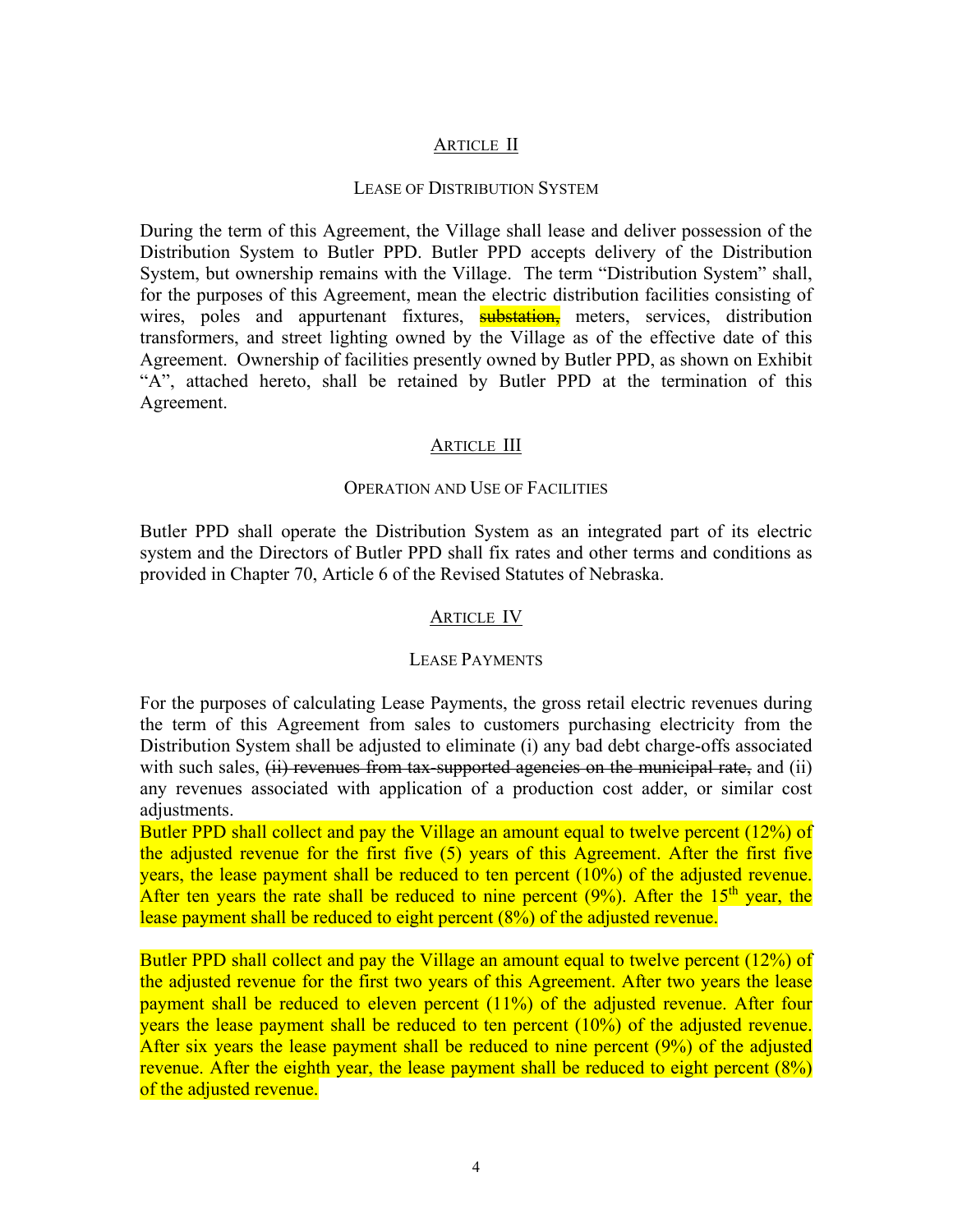## ARTICLE II

### LEASE OF DISTRIBUTION SYSTEM

During the term of this Agreement, the Village shall lease and deliver possession of the Distribution System to Butler PPD. Butler PPD accepts delivery of the Distribution System, but ownership remains with the Village. The term "Distribution System" shall, for the purposes of this Agreement, mean the electric distribution facilities consisting of wires, poles and appurtenant fixtures, ~~substation,~~ meters, services, distribution transformers, and street lighting owned by the Village as of the effective date of this Agreement. Ownership of facilities presently owned by Butler PPD, as shown on Exhibit "A", attached hereto, shall be retained by Butler PPD at the termination of this Agreement.

## ARTICLE III

### OPERATION AND USE OF FACILITIES

Butler PPD shall operate the Distribution System as an integrated part of its electric system and the Directors of Butler PPD shall fix rates and other terms and conditions as provided in Chapter 70, Article 6 of the Revised Statutes of Nebraska.

## ARTICLE IV

### LEASE PAYMENTS

For the purposes of calculating Lease Payments, the gross retail electric revenues during the term of this Agreement from sales to customers purchasing electricity from the Distribution System shall be adjusted to eliminate (i) any bad debt charge-offs associated with such sales, ~~(ii) revenues from tax-supported agencies on the municipal rate,~~ and (ii) any revenues associated with application of a production cost adder, or similar cost adjustments.

Butler PPD shall collect and pay the Village an amount equal to twelve percent (12%) of the adjusted revenue for the first five (5) years of this Agreement. After the first five years, the lease payment shall be reduced to ten percent (10%) of the adjusted revenue. After ten years the rate shall be reduced to nine percent (9%). After the 15th year, the lease payment shall be reduced to eight percent (8%) of the adjusted revenue.

Butler PPD shall collect and pay the Village an amount equal to twelve percent (12%) of the adjusted revenue for the first two years of this Agreement. After two years the lease payment shall be reduced to eleven percent (11%) of the adjusted revenue. After four years the lease payment shall be reduced to ten percent (10%) of the adjusted revenue. After six years the lease payment shall be reduced to nine percent (9%) of the adjusted revenue. After the eighth year, the lease payment shall be reduced to eight percent (8%) of the adjusted revenue.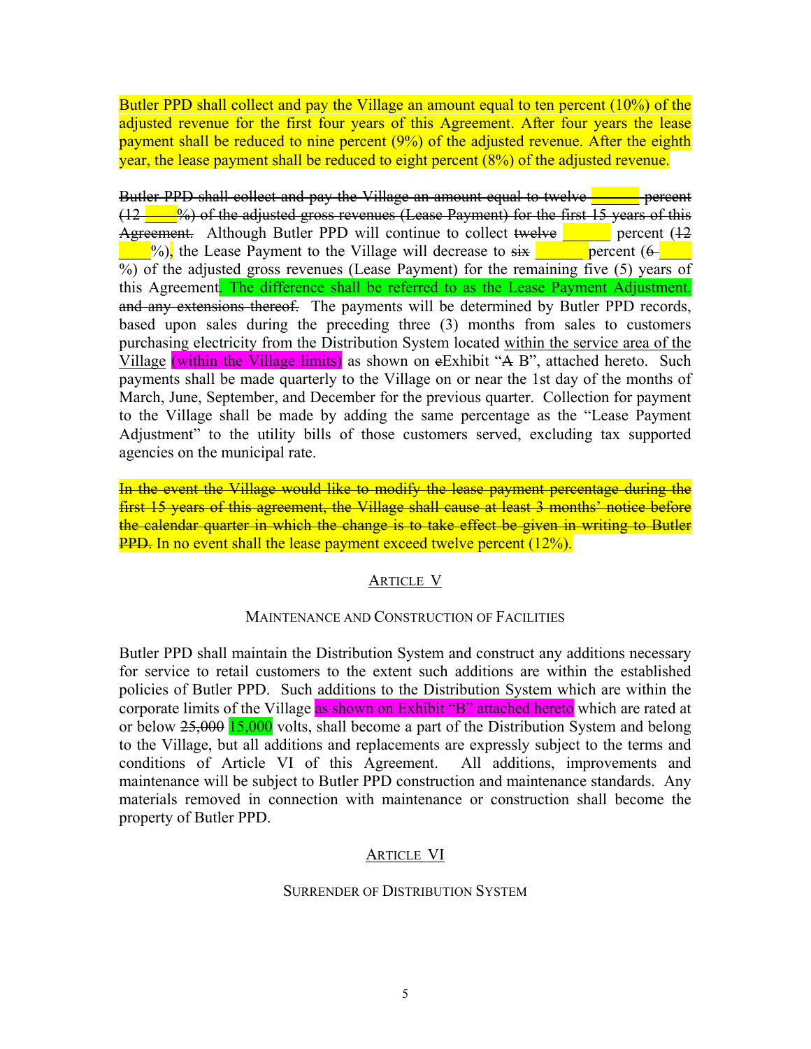Butler PPD shall collect and pay the Village an amount equal to ten percent (10%) of the adjusted revenue for the first four years of this Agreement. After four years the lease payment shall be reduced to nine percent (9%) of the adjusted revenue. After the eighth year, the lease payment shall be reduced to eight percent (8%) of the adjusted revenue.

~~Butler PPD shall collect and pay the Village an amount equal to twelve ______ percent (12 ____%) of the adjusted gross revenues (Lease Payment) for the first 15 years of this Agreement.~~ Although Butler PPD will continue to collect ~~twelve~~ ______ percent (~~12~~ ____%), the Lease Payment to the Village will decrease to ~~six~~ ______ percent (~~6~~ ____%) of the adjusted gross revenues (Lease Payment) for the remaining five (5) years of this Agreement. The difference shall be referred to as the Lease Payment Adjustment. ~~and any extensions thereof.~~ The payments will be determined by Butler PPD records, based upon sales during the preceding three (3) months from sales to customers purchasing electricity from the Distribution System located within the service area of the Village (within the Village limits) as shown on ~~e~~Exhibit "~~A~~ B", attached hereto. Such payments shall be made quarterly to the Village on or near the 1st day of the months of March, June, September, and December for the previous quarter. Collection for payment to the Village shall be made by adding the same percentage as the "Lease Payment Adjustment" to the utility bills of those customers served, excluding tax supported agencies on the municipal rate.

~~In the event the Village would like to modify the lease payment percentage during the first 15 years of this agreement, the Village shall cause at least 3 months' notice before the calendar quarter in which the change is to take effect be given in writing to Butler PPD.~~ In no event shall the lease payment exceed twelve percent (12%).

## ARTICLE V

### MAINTENANCE AND CONSTRUCTION OF FACILITIES

Butler PPD shall maintain the Distribution System and construct any additions necessary for service to retail customers to the extent such additions are within the established policies of Butler PPD. Such additions to the Distribution System which are within the corporate limits of the Village as shown on Exhibit "B" attached hereto which are rated at or below ~~25,000~~ 15,000 volts, shall become a part of the Distribution System and belong to the Village, but all additions and replacements are expressly subject to the terms and conditions of Article VI of this Agreement. All additions, improvements and maintenance will be subject to Butler PPD construction and maintenance standards. Any materials removed in connection with maintenance or construction shall become the property of Butler PPD.

## ARTICLE VI

### SURRENDER OF DISTRIBUTION SYSTEM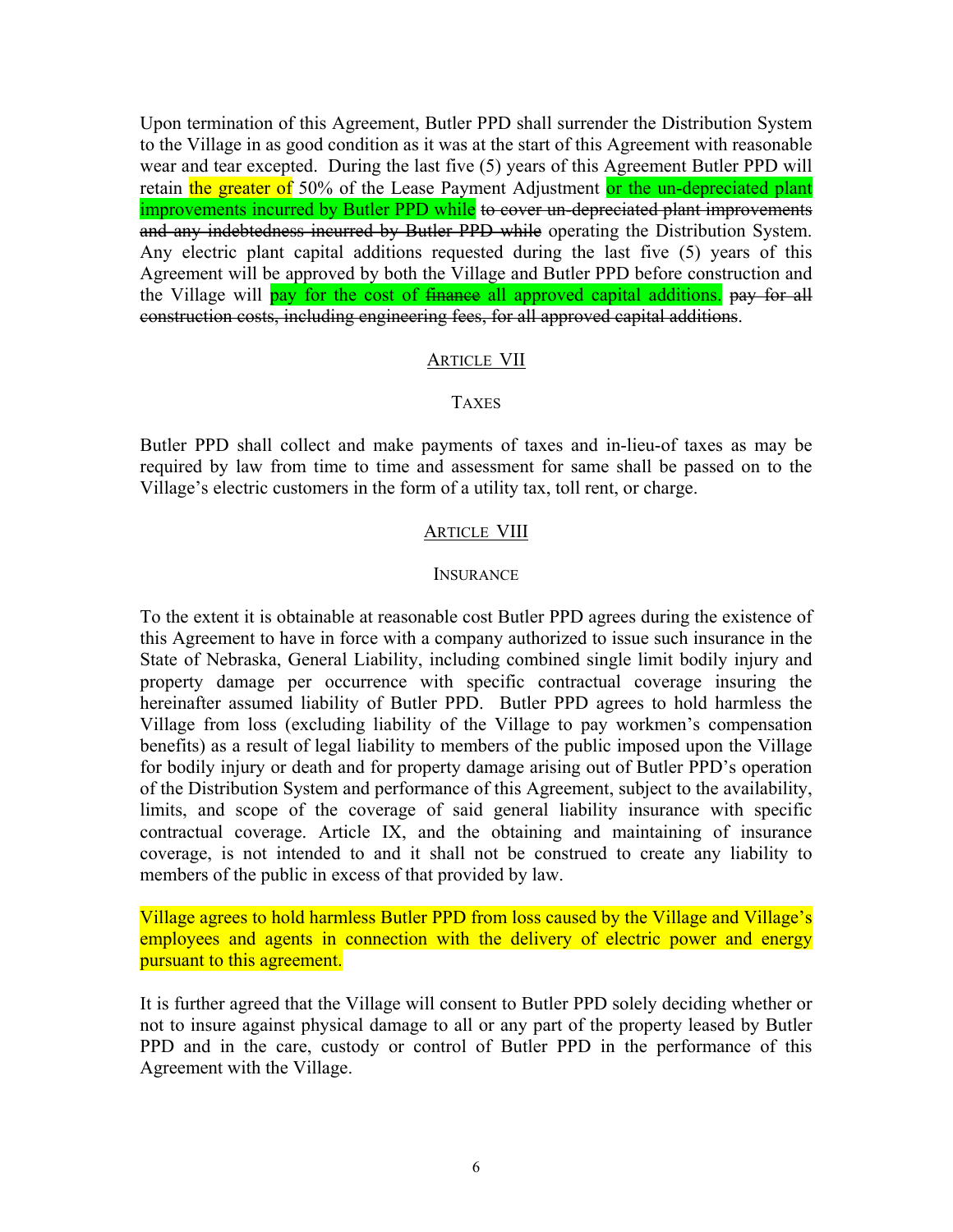Upon termination of this Agreement, Butler PPD shall surrender the Distribution System to the Village in as good condition as it was at the start of this Agreement with reasonable wear and tear excepted. During the last five (5) years of this Agreement Butler PPD will retain the greater of 50% of the Lease Payment Adjustment or the un-depreciated plant improvements incurred by Butler PPD while ~~to cover un-depreciated plant improvements and any indebtedness incurred by Butler PPD while~~ operating the Distribution System. Any electric plant capital additions requested during the last five (5) years of this Agreement will be approved by both the Village and Butler PPD before construction and the Village will pay for the cost of ~~finance~~ all approved capital additions. ~~pay for all construction costs, including engineering fees, for all approved capital additions~~.

## ARTICLE VII

### TAXES

Butler PPD shall collect and make payments of taxes and in-lieu-of taxes as may be required by law from time to time and assessment for same shall be passed on to the Village's electric customers in the form of a utility tax, toll rent, or charge.

## ARTICLE VIII

### INSURANCE

To the extent it is obtainable at reasonable cost Butler PPD agrees during the existence of this Agreement to have in force with a company authorized to issue such insurance in the State of Nebraska, General Liability, including combined single limit bodily injury and property damage per occurrence with specific contractual coverage insuring the hereinafter assumed liability of Butler PPD. Butler PPD agrees to hold harmless the Village from loss (excluding liability of the Village to pay workmen's compensation benefits) as a result of legal liability to members of the public imposed upon the Village for bodily injury or death and for property damage arising out of Butler PPD's operation of the Distribution System and performance of this Agreement, subject to the availability, limits, and scope of the coverage of said general liability insurance with specific contractual coverage. Article IX, and the obtaining and maintaining of insurance coverage, is not intended to and it shall not be construed to create any liability to members of the public in excess of that provided by law.

Village agrees to hold harmless Butler PPD from loss caused by the Village and Village's employees and agents in connection with the delivery of electric power and energy pursuant to this agreement.

It is further agreed that the Village will consent to Butler PPD solely deciding whether or not to insure against physical damage to all or any part of the property leased by Butler PPD and in the care, custody or control of Butler PPD in the performance of this Agreement with the Village.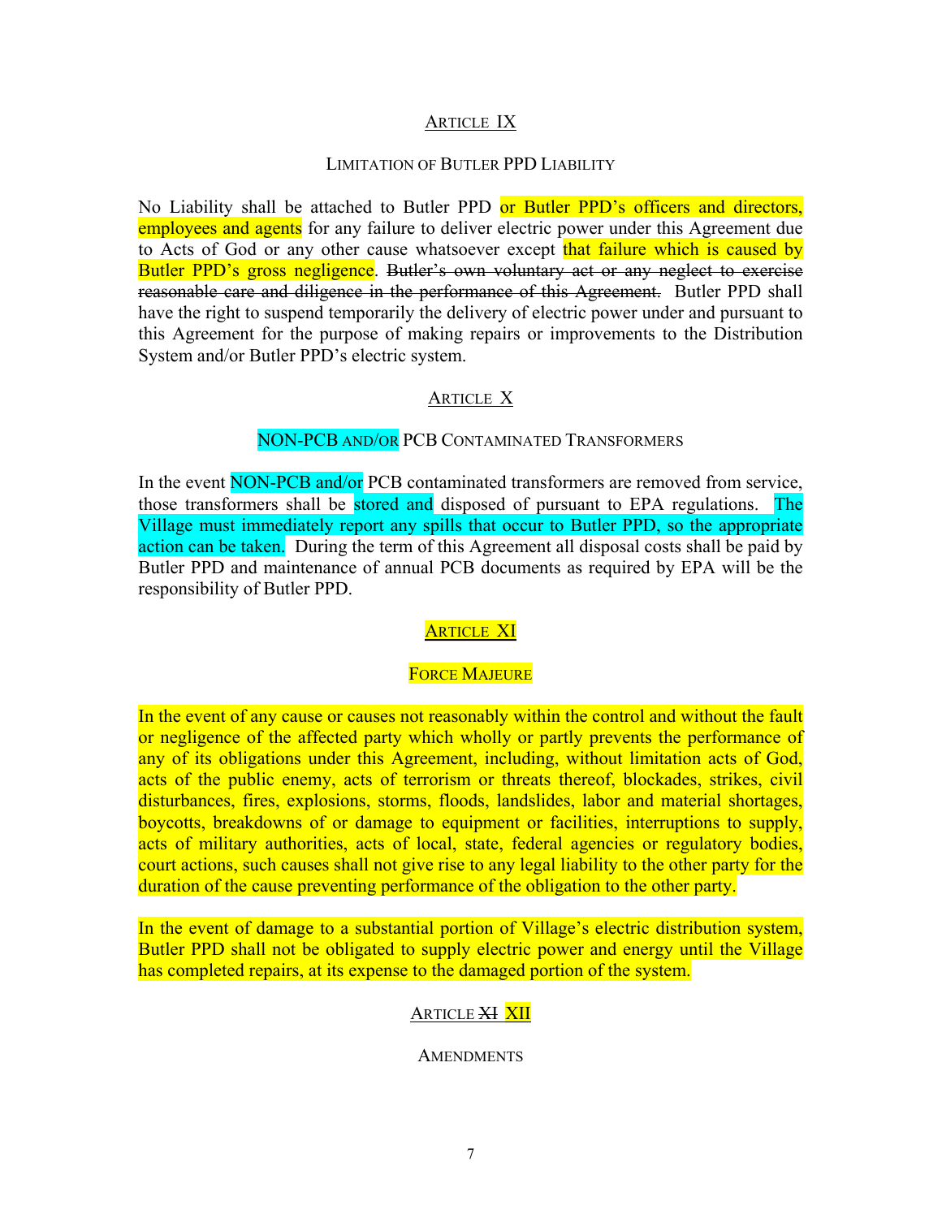## ARTICLE IX

### LIMITATION OF BUTLER PPD LIABILITY

No Liability shall be attached to Butler PPD or Butler PPD's officers and directors, employees and agents for any failure to deliver electric power under this Agreement due to Acts of God or any other cause whatsoever except that failure which is caused by Butler PPD's gross negligence. ~~Butler's own voluntary act or any neglect to exercise reasonable care and diligence in the performance of this Agreement.~~ Butler PPD shall have the right to suspend temporarily the delivery of electric power under and pursuant to this Agreement for the purpose of making repairs or improvements to the Distribution System and/or Butler PPD's electric system.

## ARTICLE X

### NON-PCB AND/OR PCB CONTAMINATED TRANSFORMERS

In the event NON-PCB and/or PCB contaminated transformers are removed from service, those transformers shall be stored and disposed of pursuant to EPA regulations. The Village must immediately report any spills that occur to Butler PPD, so the appropriate action can be taken. During the term of this Agreement all disposal costs shall be paid by Butler PPD and maintenance of annual PCB documents as required by EPA will be the responsibility of Butler PPD.

## ARTICLE XI

### FORCE MAJEURE

In the event of any cause or causes not reasonably within the control and without the fault or negligence of the affected party which wholly or partly prevents the performance of any of its obligations under this Agreement, including, without limitation acts of God, acts of the public enemy, acts of terrorism or threats thereof, blockades, strikes, civil disturbances, fires, explosions, storms, floods, landslides, labor and material shortages, boycotts, breakdowns of or damage to equipment or facilities, interruptions to supply, acts of military authorities, acts of local, state, federal agencies or regulatory bodies, court actions, such causes shall not give rise to any legal liability to the other party for the duration of the cause preventing performance of the obligation to the other party.

In the event of damage to a substantial portion of Village's electric distribution system, Butler PPD shall not be obligated to supply electric power and energy until the Village has completed repairs, at its expense to the damaged portion of the system.

## ARTICLE ~~XI~~ XII

### AMENDMENTS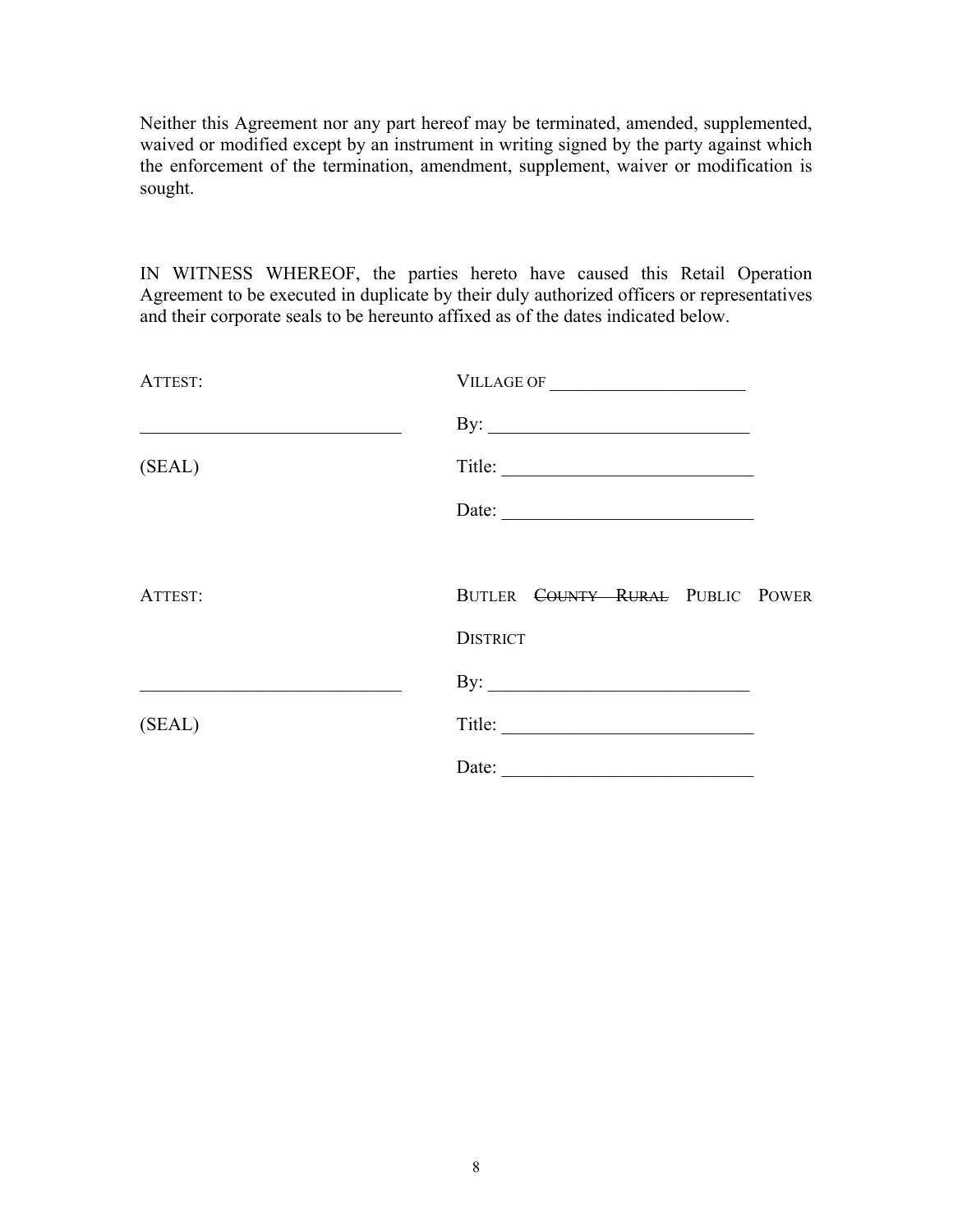Neither this Agreement nor any part hereof may be terminated, amended, supplemented, waived or modified except by an instrument in writing signed by the party against which the enforcement of the termination, amendment, supplement, waiver or modification is sought.

IN WITNESS WHEREOF, the parties hereto have caused this Retail Operation Agreement to be executed in duplicate by their duly authorized officers or representatives and their corporate seals to be hereunto affixed as of the dates indicated below.

| | |
|---|---|
| ATTEST: | VILLAGE OF ______________________ |
| ____________________________ | By: ____________________________ |
| (SEAL) | Title: ___________________________ |
| | Date: ___________________________ |
| | |
| ATTEST: | BUTLER ~~COUNTY RURAL~~ PUBLIC POWER DISTRICT |
| ____________________________ | By: ____________________________ |
| (SEAL) | Title: ___________________________ |
| | Date: ___________________________ |